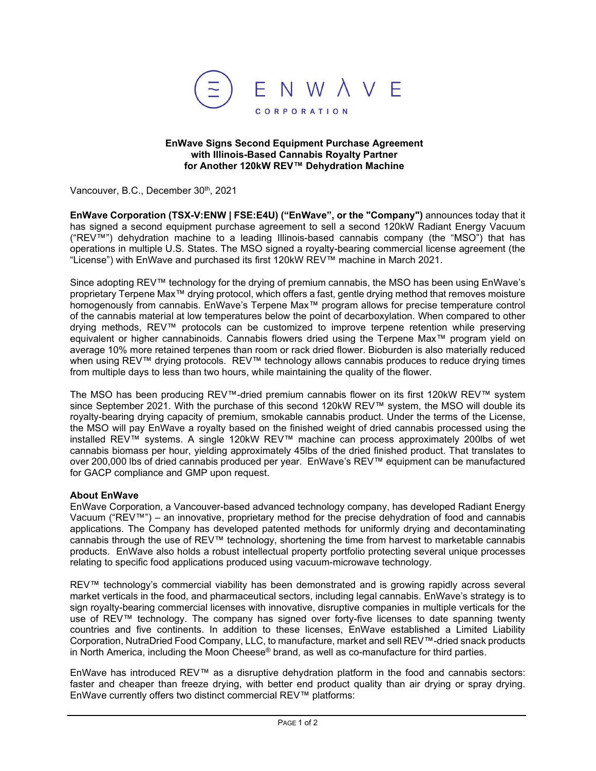**EnWave Signs Second Equipment Purchase Agreement with Illinois-Based Cannabis Royalty Partner for Another 120kW REV™ Dehydration Machine**

Vancouver, B.C., December 30th, 2021

**EnWave Corporation (TSX-V:ENW | FSE:E4U) ("EnWave", or the "Company")** announces today that it has signed a second equipment purchase agreement to sell a second 120kW Radiant Energy Vacuum ("REV™") dehydration machine to a leading Illinois-based cannabis company (the "MSO") that has operations in multiple U.S. States. The MSO signed a royalty-bearing commercial license agreement (the "License") with EnWave and purchased its first 120kW REV™ machine in March 2021.

Since adopting REV™ technology for the drying of premium cannabis, the MSO has been using EnWave's proprietary Terpene Max™ drying protocol, which offers a fast, gentle drying method that removes moisture homogenously from cannabis. EnWave's Terpene Max™ program allows for precise temperature control of the cannabis material at low temperatures below the point of decarboxylation. When compared to other drying methods, REV™ protocols can be customized to improve terpene retention while preserving equivalent or higher cannabinoids. Cannabis flowers dried using the Terpene Max™ program yield on average 10% more retained terpenes than room or rack dried flower. Bioburden is also materially reduced when using REV™ drying protocols. REV™ technology allows cannabis produces to reduce drying times from multiple days to less than two hours, while maintaining the quality of the flower.

The MSO has been producing REV™-dried premium cannabis flower on its first 120kW REV™ system since September 2021. With the purchase of this second 120kW REV™ system, the MSO will double its royalty-bearing drying capacity of premium, smokable cannabis product. Under the terms of the License, the MSO will pay EnWave a royalty based on the finished weight of dried cannabis processed using the installed REV™ systems. A single 120kW REV™ machine can process approximately 200lbs of wet cannabis biomass per hour, yielding approximately 45lbs of the dried finished product. That translates to over 200,000 lbs of dried cannabis produced per year. EnWave's REV™ equipment can be manufactured for GACP compliance and GMP upon request.

**About EnWave**

EnWave Corporation, a Vancouver-based advanced technology company, has developed Radiant Energy Vacuum ("REV™") – an innovative, proprietary method for the precise dehydration of food and cannabis applications. The Company has developed patented methods for uniformly drying and decontaminating cannabis through the use of REV™ technology, shortening the time from harvest to marketable cannabis products. EnWave also holds a robust intellectual property portfolio protecting several unique processes relating to specific food applications produced using vacuum-microwave technology.

REV™ technology's commercial viability has been demonstrated and is growing rapidly across several market verticals in the food, and pharmaceutical sectors, including legal cannabis. EnWave's strategy is to sign royalty-bearing commercial licenses with innovative, disruptive companies in multiple verticals for the use of REV™ technology. The company has signed over forty-five licenses to date spanning twenty countries and five continents. In addition to these licenses, EnWave established a Limited Liability Corporation, NutraDried Food Company, LLC, to manufacture, market and sell REV™-dried snack products in North America, including the Moon Cheese® brand, as well as co-manufacture for third parties.

EnWave has introduced REV™ as a disruptive dehydration platform in the food and cannabis sectors: faster and cheaper than freeze drying, with better end product quality than air drying or spray drying. EnWave currently offers two distinct commercial REV™ platforms: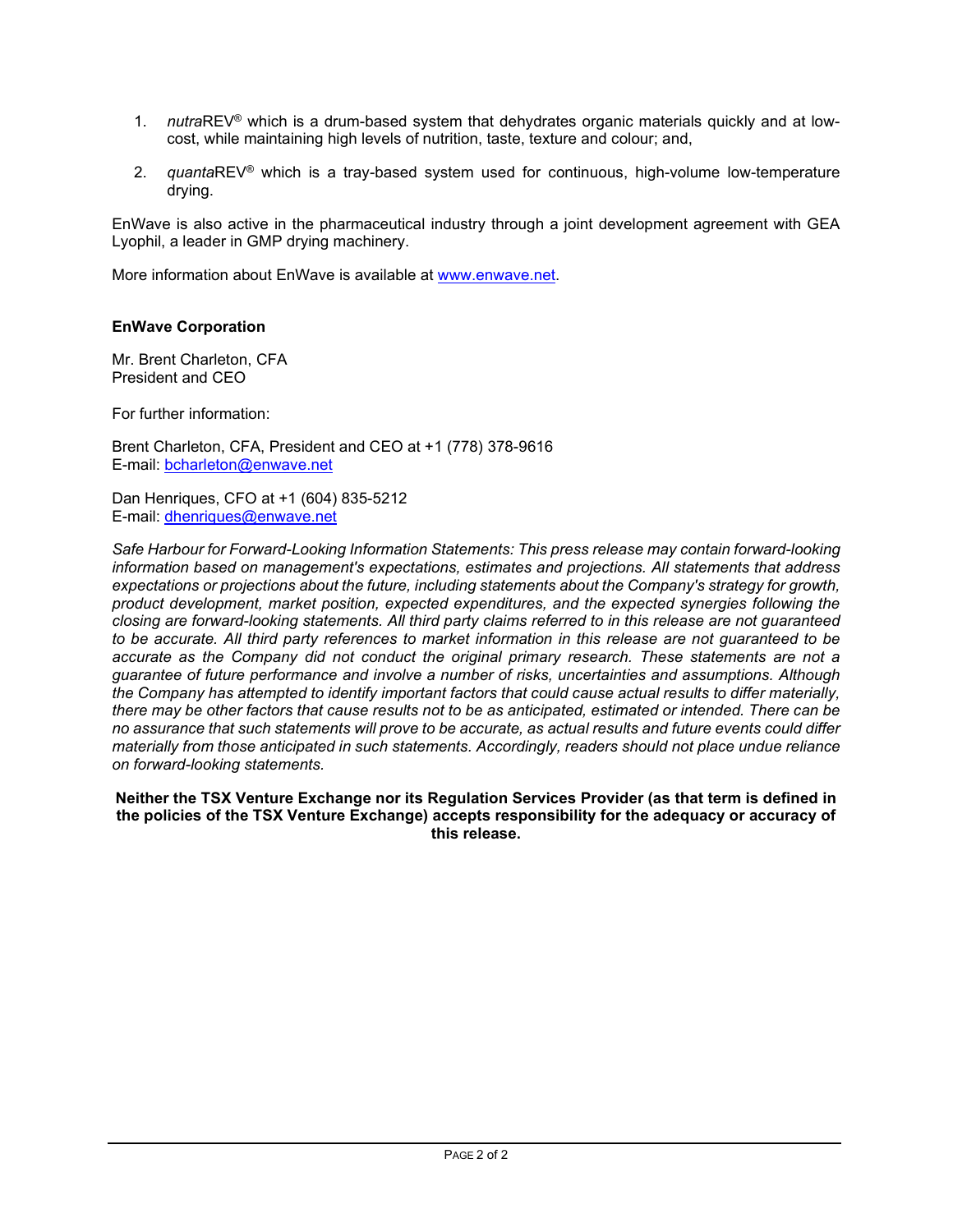1. *nutra*REV® which is a drum-based system that dehydrates organic materials quickly and at low-cost, while maintaining high levels of nutrition, taste, texture and colour; and,

2. *quanta*REV® which is a tray-based system used for continuous, high-volume low-temperature drying.

EnWave is also active in the pharmaceutical industry through a joint development agreement with GEA Lyophil, a leader in GMP drying machinery.

More information about EnWave is available at www.enwave.net.

**EnWave Corporation**

Mr. Brent Charleton, CFA
President and CEO

For further information:

Brent Charleton, CFA, President and CEO at +1 (778) 378-9616
E-mail: bcharleton@enwave.net

Dan Henriques, CFO at +1 (604) 835-5212
E-mail: dhenriques@enwave.net

*Safe Harbour for Forward-Looking Information Statements: This press release may contain forward-looking information based on management's expectations, estimates and projections. All statements that address expectations or projections about the future, including statements about the Company's strategy for growth, product development, market position, expected expenditures, and the expected synergies following the closing are forward-looking statements. All third party claims referred to in this release are not guaranteed to be accurate. All third party references to market information in this release are not guaranteed to be accurate as the Company did not conduct the original primary research. These statements are not a guarantee of future performance and involve a number of risks, uncertainties and assumptions. Although the Company has attempted to identify important factors that could cause actual results to differ materially, there may be other factors that cause results not to be as anticipated, estimated or intended. There can be no assurance that such statements will prove to be accurate, as actual results and future events could differ materially from those anticipated in such statements. Accordingly, readers should not place undue reliance on forward-looking statements.*

**Neither the TSX Venture Exchange nor its Regulation Services Provider (as that term is defined in the policies of the TSX Venture Exchange) accepts responsibility for the adequacy or accuracy of this release.**